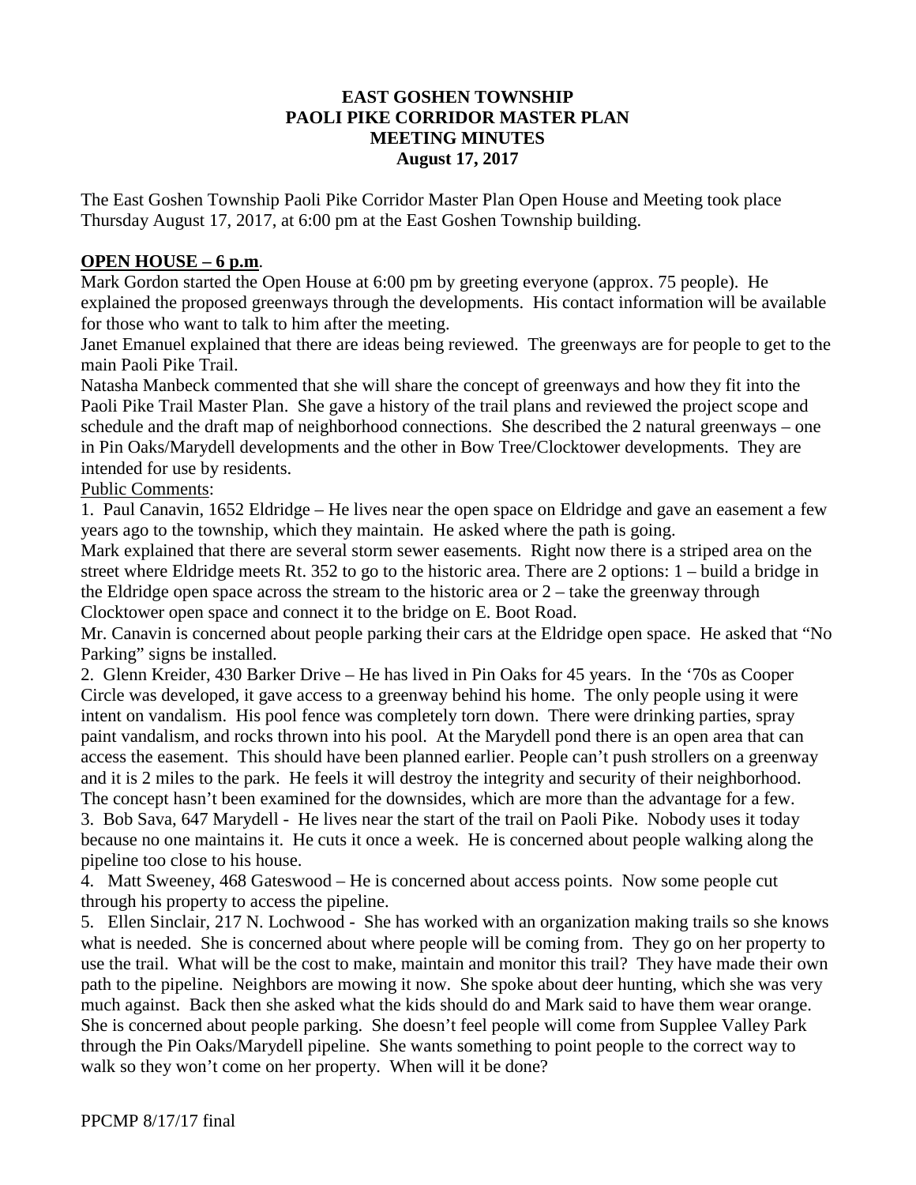**EAST GOSHEN TOWNSHIP**
**PAOLI PIKE CORRIDOR MASTER PLAN**
**MEETING MINUTES**
**August 17, 2017**

The East Goshen Township Paoli Pike Corridor Master Plan Open House and Meeting took place Thursday August 17, 2017, at 6:00 pm at the East Goshen Township building.

**OPEN HOUSE – 6 p.m.**

Mark Gordon started the Open House at 6:00 pm by greeting everyone (approx. 75 people). He explained the proposed greenways through the developments. His contact information will be available for those who want to talk to him after the meeting.

Janet Emanuel explained that there are ideas being reviewed. The greenways are for people to get to the main Paoli Pike Trail.

Natasha Manbeck commented that she will share the concept of greenways and how they fit into the Paoli Pike Trail Master Plan. She gave a history of the trail plans and reviewed the project scope and schedule and the draft map of neighborhood connections. She described the 2 natural greenways – one in Pin Oaks/Marydell developments and the other in Bow Tree/Clocktower developments. They are intended for use by residents.

Public Comments:

1. Paul Canavin, 1652 Eldridge – He lives near the open space on Eldridge and gave an easement a few years ago to the township, which they maintain. He asked where the path is going.

Mark explained that there are several storm sewer easements. Right now there is a striped area on the street where Eldridge meets Rt. 352 to go to the historic area. There are 2 options: 1 – build a bridge in the Eldridge open space across the stream to the historic area or 2 – take the greenway through Clocktower open space and connect it to the bridge on E. Boot Road.

Mr. Canavin is concerned about people parking their cars at the Eldridge open space. He asked that "No Parking" signs be installed.

2. Glenn Kreider, 430 Barker Drive – He has lived in Pin Oaks for 45 years. In the '70s as Cooper Circle was developed, it gave access to a greenway behind his home. The only people using it were intent on vandalism. His pool fence was completely torn down. There were drinking parties, spray paint vandalism, and rocks thrown into his pool. At the Marydell pond there is an open area that can access the easement. This should have been planned earlier. People can't push strollers on a greenway and it is 2 miles to the park. He feels it will destroy the integrity and security of their neighborhood. The concept hasn't been examined for the downsides, which are more than the advantage for a few.

3. Bob Sava, 647 Marydell - He lives near the start of the trail on Paoli Pike. Nobody uses it today because no one maintains it. He cuts it once a week. He is concerned about people walking along the pipeline too close to his house.

4. Matt Sweeney, 468 Gateswood – He is concerned about access points. Now some people cut through his property to access the pipeline.

5. Ellen Sinclair, 217 N. Lochwood - She has worked with an organization making trails so she knows what is needed. She is concerned about where people will be coming from. They go on her property to use the trail. What will be the cost to make, maintain and monitor this trail? They have made their own path to the pipeline. Neighbors are mowing it now. She spoke about deer hunting, which she was very much against. Back then she asked what the kids should do and Mark said to have them wear orange. She is concerned about people parking. She doesn't feel people will come from Supplee Valley Park through the Pin Oaks/Marydell pipeline. She wants something to point people to the correct way to walk so they won't come on her property. When will it be done?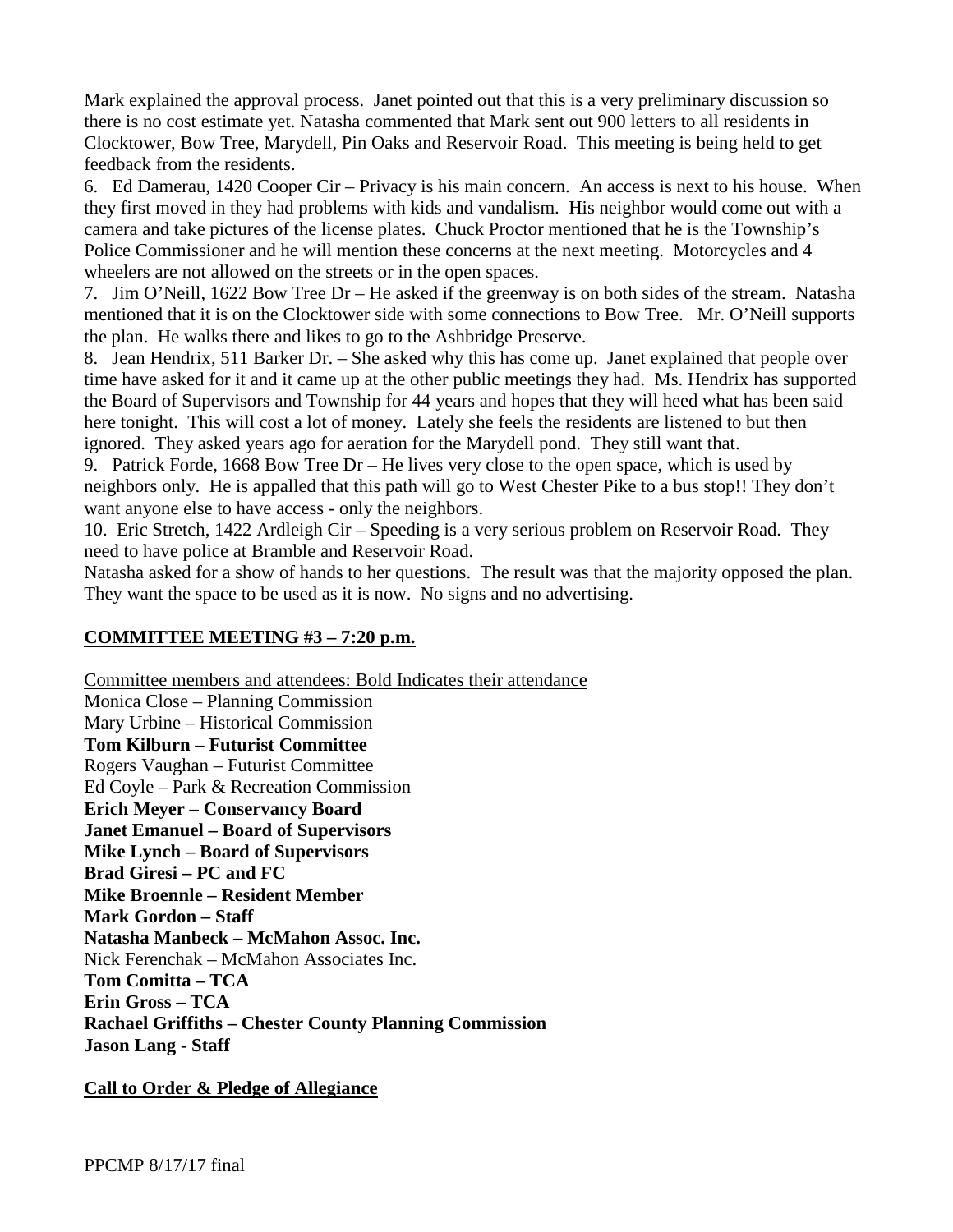Mark explained the approval process. Janet pointed out that this is a very preliminary discussion so there is no cost estimate yet. Natasha commented that Mark sent out 900 letters to all residents in Clocktower, Bow Tree, Marydell, Pin Oaks and Reservoir Road. This meeting is being held to get feedback from the residents.

6. Ed Damerau, 1420 Cooper Cir – Privacy is his main concern. An access is next to his house. When they first moved in they had problems with kids and vandalism. His neighbor would come out with a camera and take pictures of the license plates. Chuck Proctor mentioned that he is the Township's Police Commissioner and he will mention these concerns at the next meeting. Motorcycles and 4 wheelers are not allowed on the streets or in the open spaces.

7. Jim O'Neill, 1622 Bow Tree Dr – He asked if the greenway is on both sides of the stream. Natasha mentioned that it is on the Clocktower side with some connections to Bow Tree. Mr. O'Neill supports the plan. He walks there and likes to go to the Ashbridge Preserve.

8. Jean Hendrix, 511 Barker Dr. – She asked why this has come up. Janet explained that people over time have asked for it and it came up at the other public meetings they had. Ms. Hendrix has supported the Board of Supervisors and Township for 44 years and hopes that they will heed what has been said here tonight. This will cost a lot of money. Lately she feels the residents are listened to but then ignored. They asked years ago for aeration for the Marydell pond. They still want that.

9. Patrick Forde, 1668 Bow Tree Dr – He lives very close to the open space, which is used by neighbors only. He is appalled that this path will go to West Chester Pike to a bus stop!! They don't want anyone else to have access - only the neighbors.

10. Eric Stretch, 1422 Ardleigh Cir – Speeding is a very serious problem on Reservoir Road. They need to have police at Bramble and Reservoir Road.

Natasha asked for a show of hands to her questions. The result was that the majority opposed the plan. They want the space to be used as it is now. No signs and no advertising.

## COMMITTEE MEETING #3 – 7:20 p.m.

Committee members and attendees: Bold Indicates their attendance

Monica Close – Planning Commission
Mary Urbine – Historical Commission
**Tom Kilburn – Futurist Committee**
Rogers Vaughan – Futurist Committee
Ed Coyle – Park & Recreation Commission
**Erich Meyer – Conservancy Board**
**Janet Emanuel – Board of Supervisors**
**Mike Lynch – Board of Supervisors**
**Brad Giresi – PC and FC**
**Mike Broennle – Resident Member**
**Mark Gordon – Staff**
**Natasha Manbeck – McMahon Assoc. Inc.**
Nick Ferenchak – McMahon Associates Inc.
**Tom Comitta – TCA**
**Erin Gross – TCA**
**Rachael Griffiths – Chester County Planning Commission**
**Jason Lang - Staff**

## Call to Order & Pledge of Allegiance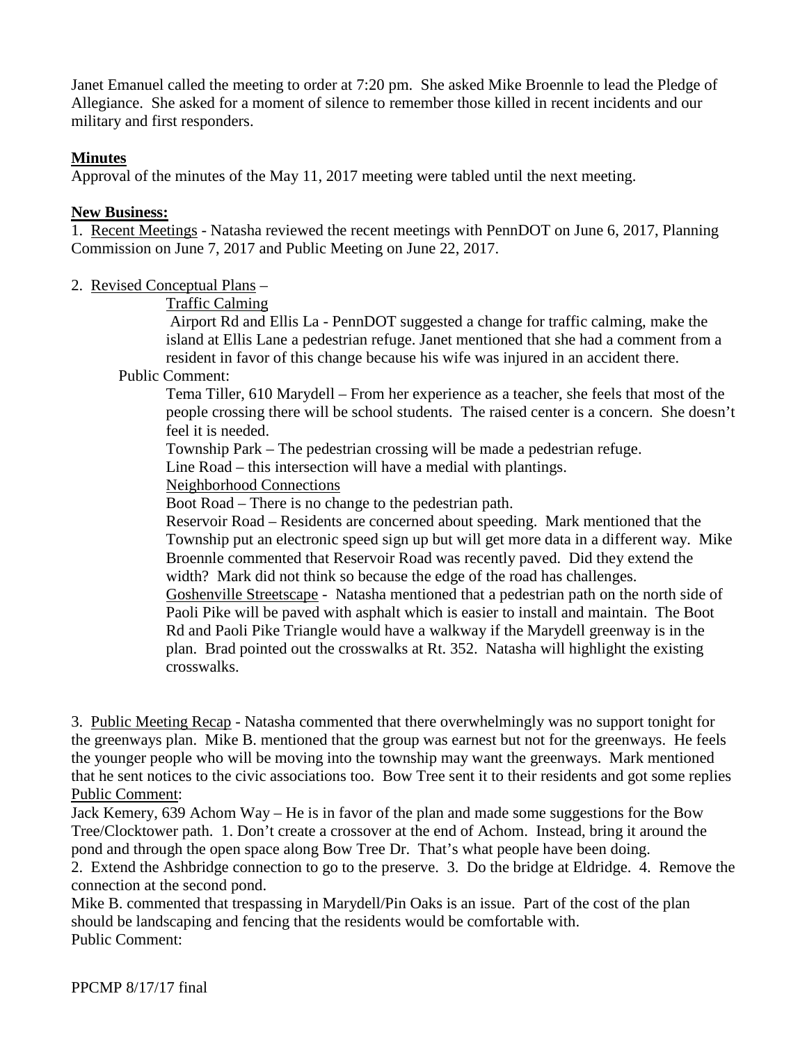Janet Emanuel called the meeting to order at 7:20 pm. She asked Mike Broennle to lead the Pledge of Allegiance. She asked for a moment of silence to remember those killed in recent incidents and our military and first responders.

**Minutes**

Approval of the minutes of the May 11, 2017 meeting were tabled until the next meeting.

**New Business:**

1. Recent Meetings - Natasha reviewed the recent meetings with PennDOT on June 6, 2017, Planning Commission on June 7, 2017 and Public Meeting on June 22, 2017.

2. Revised Conceptual Plans –

Traffic Calming

Airport Rd and Ellis La - PennDOT suggested a change for traffic calming, make the island at Ellis Lane a pedestrian refuge. Janet mentioned that she had a comment from a resident in favor of this change because his wife was injured in an accident there.

Public Comment:

Tema Tiller, 610 Marydell – From her experience as a teacher, she feels that most of the people crossing there will be school students. The raised center is a concern. She doesn't feel it is needed.

Township Park – The pedestrian crossing will be made a pedestrian refuge.

Line Road – this intersection will have a medial with plantings.

Neighborhood Connections

Boot Road – There is no change to the pedestrian path.

Reservoir Road – Residents are concerned about speeding. Mark mentioned that the Township put an electronic speed sign up but will get more data in a different way. Mike Broennle commented that Reservoir Road was recently paved. Did they extend the width? Mark did not think so because the edge of the road has challenges.

Goshenville Streetscape - Natasha mentioned that a pedestrian path on the north side of Paoli Pike will be paved with asphalt which is easier to install and maintain. The Boot Rd and Paoli Pike Triangle would have a walkway if the Marydell greenway is in the plan. Brad pointed out the crosswalks at Rt. 352. Natasha will highlight the existing crosswalks.

3. Public Meeting Recap - Natasha commented that there overwhelmingly was no support tonight for the greenways plan. Mike B. mentioned that the group was earnest but not for the greenways. He feels the younger people who will be moving into the township may want the greenways. Mark mentioned that he sent notices to the civic associations too. Bow Tree sent it to their residents and got some replies

Public Comment:

Jack Kemery, 639 Achom Way – He is in favor of the plan and made some suggestions for the Bow Tree/Clocktower path. 1. Don't create a crossover at the end of Achom. Instead, bring it around the pond and through the open space along Bow Tree Dr. That's what people have been doing.

2. Extend the Ashbridge connection to go to the preserve. 3. Do the bridge at Eldridge. 4. Remove the connection at the second pond.

Mike B. commented that trespassing in Marydell/Pin Oaks is an issue. Part of the cost of the plan should be landscaping and fencing that the residents would be comfortable with.

Public Comment: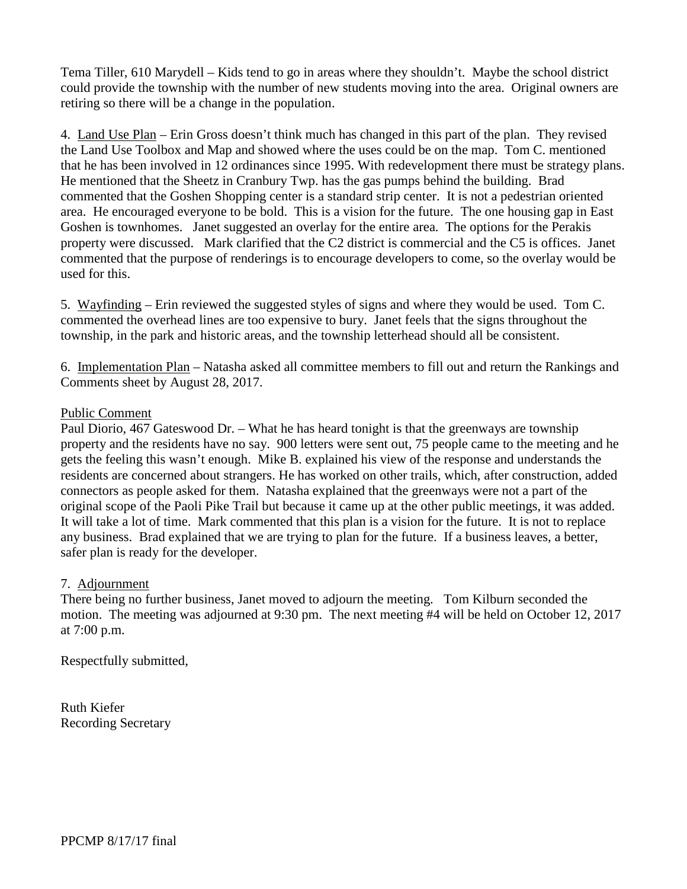Tema Tiller, 610 Marydell – Kids tend to go in areas where they shouldn't. Maybe the school district could provide the township with the number of new students moving into the area. Original owners are retiring so there will be a change in the population.

4. Land Use Plan – Erin Gross doesn't think much has changed in this part of the plan. They revised the Land Use Toolbox and Map and showed where the uses could be on the map. Tom C. mentioned that he has been involved in 12 ordinances since 1995. With redevelopment there must be strategy plans. He mentioned that the Sheetz in Cranbury Twp. has the gas pumps behind the building. Brad commented that the Goshen Shopping center is a standard strip center. It is not a pedestrian oriented area. He encouraged everyone to be bold. This is a vision for the future. The one housing gap in East Goshen is townhomes. Janet suggested an overlay for the entire area. The options for the Perakis property were discussed. Mark clarified that the C2 district is commercial and the C5 is offices. Janet commented that the purpose of renderings is to encourage developers to come, so the overlay would be used for this.

5. Wayfinding – Erin reviewed the suggested styles of signs and where they would be used. Tom C. commented the overhead lines are too expensive to bury. Janet feels that the signs throughout the township, in the park and historic areas, and the township letterhead should all be consistent.

6. Implementation Plan – Natasha asked all committee members to fill out and return the Rankings and Comments sheet by August 28, 2017.

Public Comment

Paul Diorio, 467 Gateswood Dr. – What he has heard tonight is that the greenways are township property and the residents have no say. 900 letters were sent out, 75 people came to the meeting and he gets the feeling this wasn't enough. Mike B. explained his view of the response and understands the residents are concerned about strangers. He has worked on other trails, which, after construction, added connectors as people asked for them. Natasha explained that the greenways were not a part of the original scope of the Paoli Pike Trail but because it came up at the other public meetings, it was added. It will take a lot of time. Mark commented that this plan is a vision for the future. It is not to replace any business. Brad explained that we are trying to plan for the future. If a business leaves, a better, safer plan is ready for the developer.

7. Adjournment

There being no further business, Janet moved to adjourn the meeting. Tom Kilburn seconded the motion. The meeting was adjourned at 9:30 pm. The next meeting #4 will be held on October 12, 2017 at 7:00 p.m.

Respectfully submitted,

Ruth Kiefer
Recording Secretary